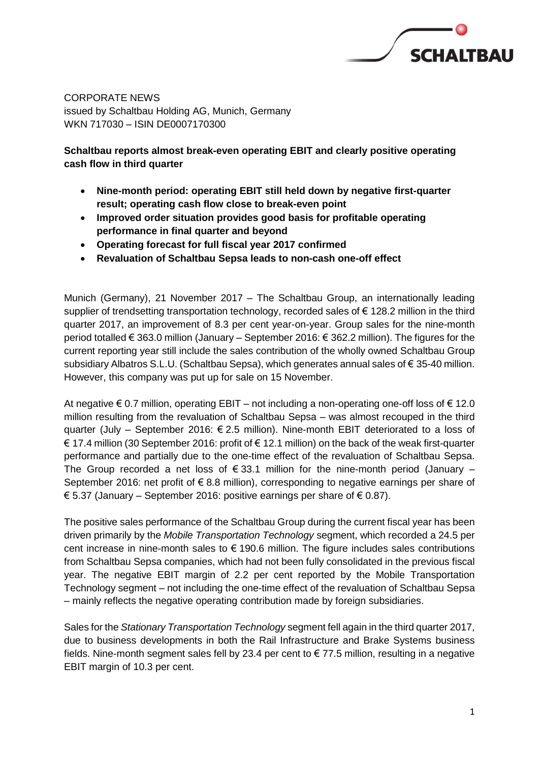CORPORATE NEWS
issued by Schaltbau Holding AG, Munich, Germany
WKN 717030 – ISIN DE0007170300

**Schaltbau reports almost break-even operating EBIT and clearly positive operating cash flow in third quarter**

- **Nine-month period: operating EBIT still held down by negative first-quarter result; operating cash flow close to break-even point**
- **Improved order situation provides good basis for profitable operating performance in final quarter and beyond**
- **Operating forecast for full fiscal year 2017 confirmed**
- **Revaluation of Schaltbau Sepsa leads to non-cash one-off effect**

Munich (Germany), 21 November 2017 – The Schaltbau Group, an internationally leading supplier of trendsetting transportation technology, recorded sales of € 128.2 million in the third quarter 2017, an improvement of 8.3 per cent year-on-year. Group sales for the nine-month period totalled € 363.0 million (January – September 2016: € 362.2 million). The figures for the current reporting year still include the sales contribution of the wholly owned Schaltbau Group subsidiary Albatros S.L.U. (Schaltbau Sepsa), which generates annual sales of € 35-40 million. However, this company was put up for sale on 15 November.

At negative € 0.7 million, operating EBIT – not including a non-operating one-off loss of € 12.0 million resulting from the revaluation of Schaltbau Sepsa – was almost recouped in the third quarter (July – September 2016: € 2.5 million). Nine-month EBIT deteriorated to a loss of € 17.4 million (30 September 2016: profit of € 12.1 million) on the back of the weak first-quarter performance and partially due to the one-time effect of the revaluation of Schaltbau Sepsa. The Group recorded a net loss of € 33.1 million for the nine-month period (January – September 2016: net profit of € 8.8 million), corresponding to negative earnings per share of € 5.37 (January – September 2016: positive earnings per share of € 0.87).

The positive sales performance of the Schaltbau Group during the current fiscal year has been driven primarily by the *Mobile Transportation Technology* segment, which recorded a 24.5 per cent increase in nine-month sales to € 190.6 million. The figure includes sales contributions from Schaltbau Sepsa companies, which had not been fully consolidated in the previous fiscal year. The negative EBIT margin of 2.2 per cent reported by the Mobile Transportation Technology segment – not including the one-time effect of the revaluation of Schaltbau Sepsa – mainly reflects the negative operating contribution made by foreign subsidiaries.

Sales for the *Stationary Transportation Technology* segment fell again in the third quarter 2017, due to business developments in both the Rail Infrastructure and Brake Systems business fields. Nine-month segment sales fell by 23.4 per cent to € 77.5 million, resulting in a negative EBIT margin of 10.3 per cent.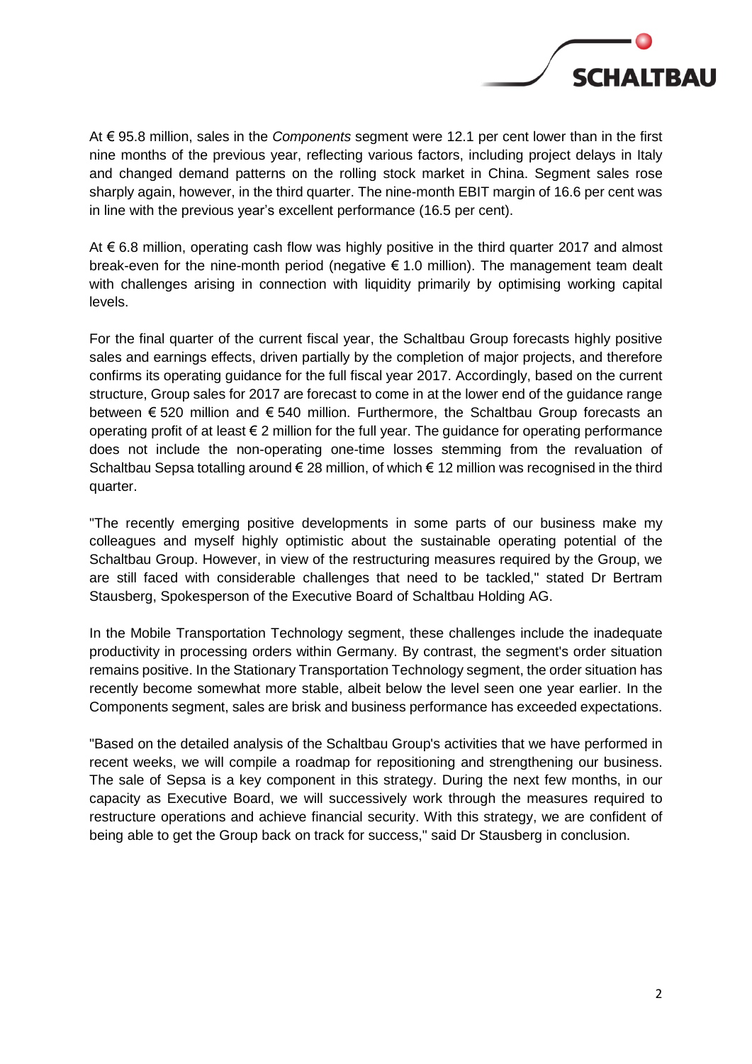At € 95.8 million, sales in the *Components* segment were 12.1 per cent lower than in the first nine months of the previous year, reflecting various factors, including project delays in Italy and changed demand patterns on the rolling stock market in China. Segment sales rose sharply again, however, in the third quarter. The nine-month EBIT margin of 16.6 per cent was in line with the previous year's excellent performance (16.5 per cent).

At € 6.8 million, operating cash flow was highly positive in the third quarter 2017 and almost break-even for the nine-month period (negative € 1.0 million). The management team dealt with challenges arising in connection with liquidity primarily by optimising working capital levels.

For the final quarter of the current fiscal year, the Schaltbau Group forecasts highly positive sales and earnings effects, driven partially by the completion of major projects, and therefore confirms its operating guidance for the full fiscal year 2017. Accordingly, based on the current structure, Group sales for 2017 are forecast to come in at the lower end of the guidance range between € 520 million and € 540 million. Furthermore, the Schaltbau Group forecasts an operating profit of at least € 2 million for the full year. The guidance for operating performance does not include the non-operating one-time losses stemming from the revaluation of Schaltbau Sepsa totalling around € 28 million, of which € 12 million was recognised in the third quarter.

"The recently emerging positive developments in some parts of our business make my colleagues and myself highly optimistic about the sustainable operating potential of the Schaltbau Group. However, in view of the restructuring measures required by the Group, we are still faced with considerable challenges that need to be tackled," stated Dr Bertram Stausberg, Spokesperson of the Executive Board of Schaltbau Holding AG.

In the Mobile Transportation Technology segment, these challenges include the inadequate productivity in processing orders within Germany. By contrast, the segment's order situation remains positive. In the Stationary Transportation Technology segment, the order situation has recently become somewhat more stable, albeit below the level seen one year earlier. In the Components segment, sales are brisk and business performance has exceeded expectations.

"Based on the detailed analysis of the Schaltbau Group's activities that we have performed in recent weeks, we will compile a roadmap for repositioning and strengthening our business. The sale of Sepsa is a key component in this strategy. During the next few months, in our capacity as Executive Board, we will successively work through the measures required to restructure operations and achieve financial security. With this strategy, we are confident of being able to get the Group back on track for success," said Dr Stausberg in conclusion.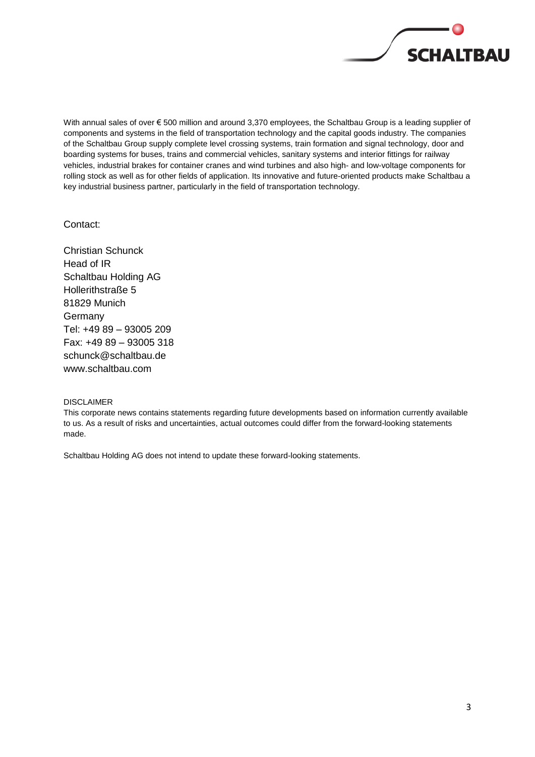With annual sales of over € 500 million and around 3,370 employees, the Schaltbau Group is a leading supplier of components and systems in the field of transportation technology and the capital goods industry. The companies of the Schaltbau Group supply complete level crossing systems, train formation and signal technology, door and boarding systems for buses, trains and commercial vehicles, sanitary systems and interior fittings for railway vehicles, industrial brakes for container cranes and wind turbines and also high- and low-voltage components for rolling stock as well as for other fields of application. Its innovative and future-oriented products make Schaltbau a key industrial business partner, particularly in the field of transportation technology.

Contact:

Christian Schunck  
Head of IR  
Schaltbau Holding AG  
Hollerithstraße 5  
81829 Munich  
Germany  
Tel: +49 89 – 93005 209  
Fax: +49 89 – 93005 318  
schunck@schaltbau.de  
www.schaltbau.com

DISCLAIMER  
This corporate news contains statements regarding future developments based on information currently available to us. As a result of risks and uncertainties, actual outcomes could differ from the forward-looking statements made.

Schaltbau Holding AG does not intend to update these forward-looking statements.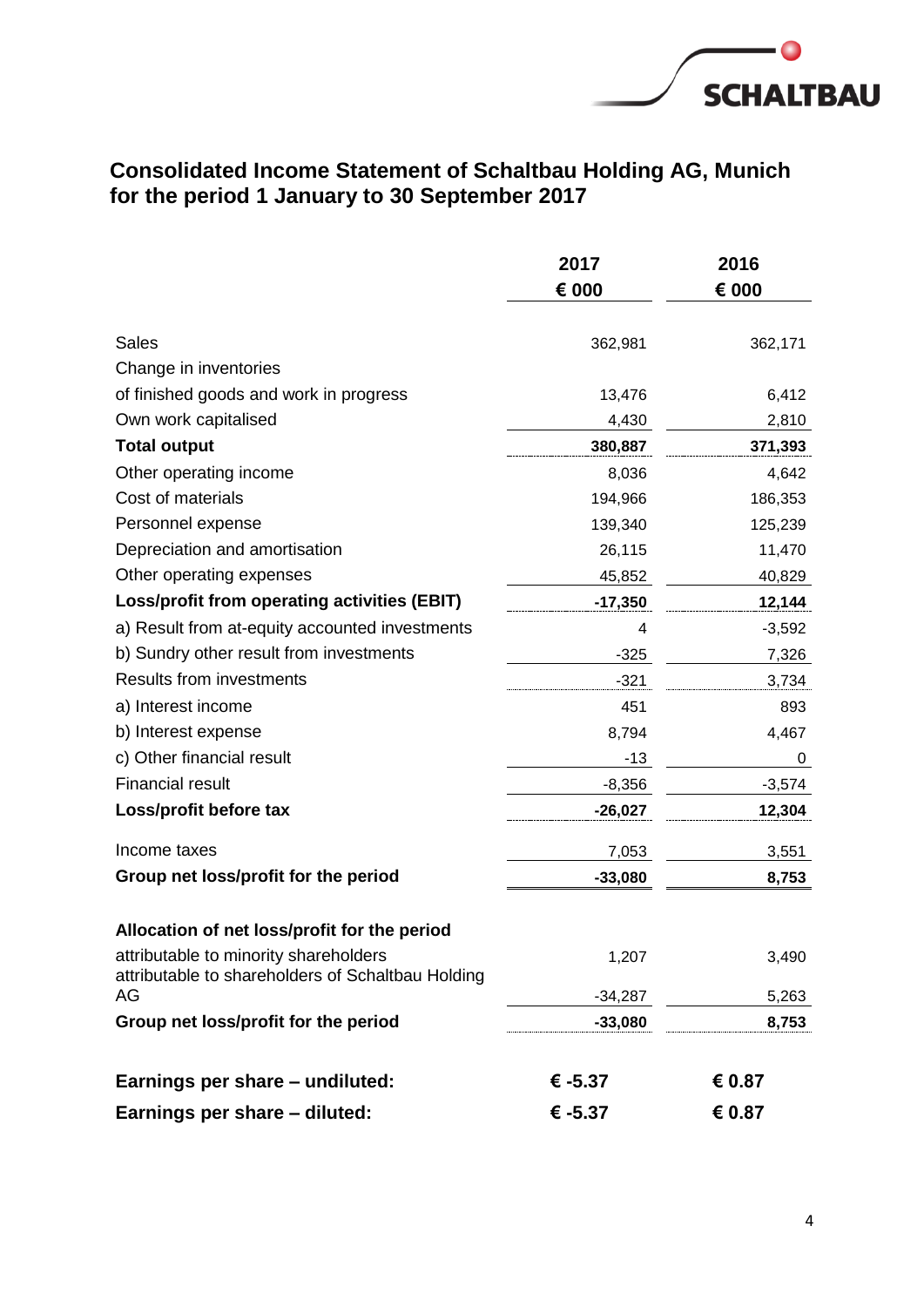# Consolidated Income Statement of Schaltbau Holding AG, Munich for the period 1 January to 30 September 2017

| | 2017<br>€ 000 | 2016<br>€ 000 |
|---|---|---|
| Sales | 362,981 | 362,171 |
| Change in inventories of finished goods and work in progress | 13,476 | 6,412 |
| Own work capitalised | 4,430 | 2,810 |
| **Total output** | **380,887** | **371,393** |
| Other operating income | 8,036 | 4,642 |
| Cost of materials | 194,966 | 186,353 |
| Personnel expense | 139,340 | 125,239 |
| Depreciation and amortisation | 26,115 | 11,470 |
| Other operating expenses | 45,852 | 40,829 |
| **Loss/profit from operating activities (EBIT)** | **-17,350** | **12,144** |
| a) Result from at-equity accounted investments | 4 | -3,592 |
| b) Sundry other result from investments | -325 | 7,326 |
| Results from investments | -321 | 3,734 |
| a) Interest income | 451 | 893 |
| b) Interest expense | 8,794 | 4,467 |
| c) Other financial result | -13 | 0 |
| Financial result | -8,356 | -3,574 |
| **Loss/profit before tax** | **-26,027** | **12,304** |
| Income taxes | 7,053 | 3,551 |
| **Group net loss/profit for the period** | **-33,080** | **8,753** |
| **Allocation of net loss/profit for the period** | | |
| attributable to minority shareholders | 1,207 | 3,490 |
| attributable to shareholders of Schaltbau Holding AG | -34,287 | 5,263 |
| **Group net loss/profit for the period** | **-33,080** | **8,753** |
| **Earnings per share – undiluted:** | **€ -5.37** | **€ 0.87** |
| **Earnings per share – diluted:** | **€ -5.37** | **€ 0.87** |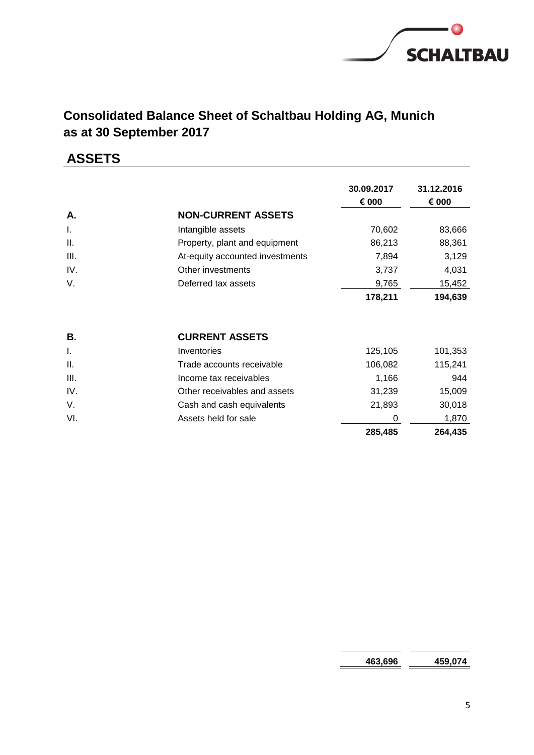# Consolidated Balance Sheet of Schaltbau Holding AG, Munich as at 30 September 2017

## ASSETS

| | | 30.09.2017 € 000 | 31.12.2016 € 000 |
|---|---|---|---|
| **A.** | **NON-CURRENT ASSETS** | | |
| I. | Intangible assets | 70,602 | 83,666 |
| II. | Property, plant and equipment | 86,213 | 88,361 |
| III. | At-equity accounted investments | 7,894 | 3,129 |
| IV. | Other investments | 3,737 | 4,031 |
| V. | Deferred tax assets | 9,765 | 15,452 |
| | | **178,211** | **194,639** |
| **B.** | **CURRENT ASSETS** | | |
| I. | Inventories | 125,105 | 101,353 |
| II. | Trade accounts receivable | 106,082 | 115,241 |
| III. | Income tax receivables | 1,166 | 944 |
| IV. | Other receivables and assets | 31,239 | 15,009 |
| V. | Cash and cash equivalents | 21,893 | 30,018 |
| VI. | Assets held for sale | 0 | 1,870 |
| | | **285,485** | **264,435** |
| | | **463,696** | **459,074** |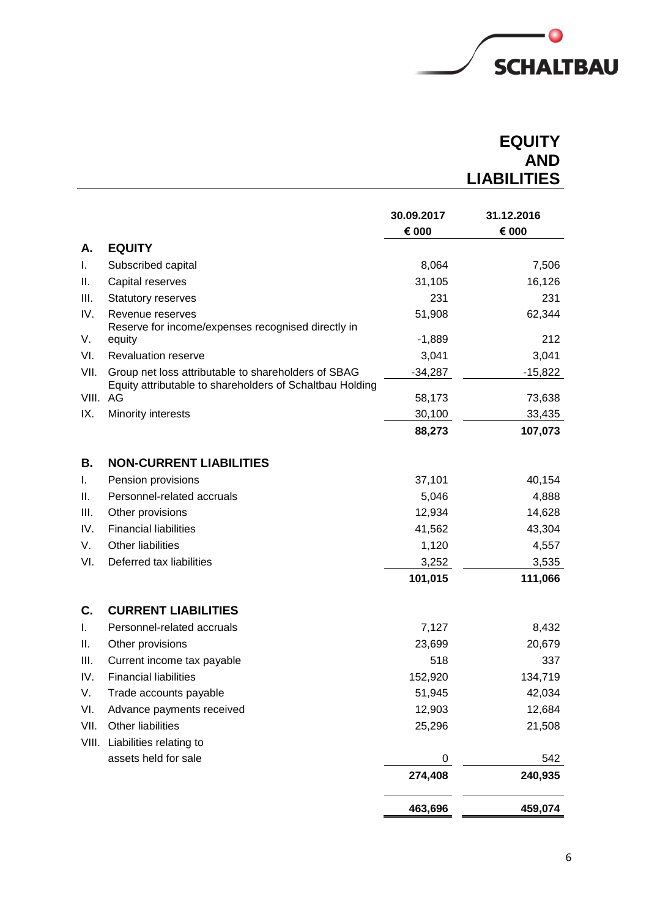# EQUITY AND LIABILITIES

| | | 30.09.2017 | 31.12.2016 |
|---|---|---|---|
| | | € 000 | € 000 |
| **A.** | **EQUITY** | | |
| I. | Subscribed capital | 8,064 | 7,506 |
| II. | Capital reserves | 31,105 | 16,126 |
| III. | Statutory reserves | 231 | 231 |
| IV. | Revenue reserves | 51,908 | 62,344 |
| V. | Reserve for income/expenses recognised directly in equity | -1,889 | 212 |
| VI. | Revaluation reserve | 3,041 | 3,041 |
| VII. | Group net loss attributable to shareholders of SBAG | -34,287 | -15,822 |
| VIII. | Equity attributable to shareholders of Schaltbau Holding AG | 58,173 | 73,638 |
| IX. | Minority interests | 30,100 | 33,435 |
| | | **88,273** | **107,073** |
| **B.** | **NON-CURRENT LIABILITIES** | | |
| I. | Pension provisions | 37,101 | 40,154 |
| II. | Personnel-related accruals | 5,046 | 4,888 |
| III. | Other provisions | 12,934 | 14,628 |
| IV. | Financial liabilities | 41,562 | 43,304 |
| V. | Other liabilities | 1,120 | 4,557 |
| VI. | Deferred tax liabilities | 3,252 | 3,535 |
| | | **101,015** | **111,066** |
| **C.** | **CURRENT LIABILITIES** | | |
| I. | Personnel-related accruals | 7,127 | 8,432 |
| II. | Other provisions | 23,699 | 20,679 |
| III. | Current income tax payable | 518 | 337 |
| IV. | Financial liabilities | 152,920 | 134,719 |
| V. | Trade accounts payable | 51,945 | 42,034 |
| VI. | Advance payments received | 12,903 | 12,684 |
| VII. | Other liabilities | 25,296 | 21,508 |
| VIII. | Liabilities relating to assets held for sale | 0 | 542 |
| | | **274,408** | **240,935** |
| | | **463,696** | **459,074** |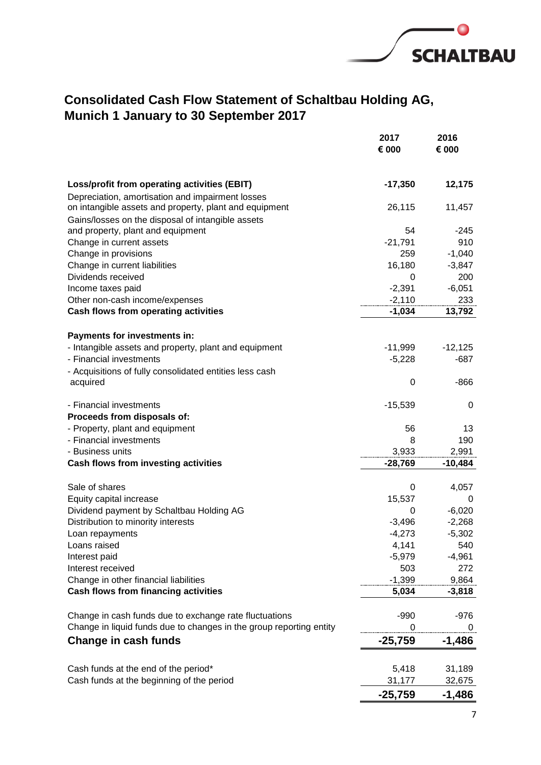# Consolidated Cash Flow Statement of Schaltbau Holding AG, Munich 1 January to 30 September 2017

| | 2017<br>€ 000 | 2016<br>€ 000 |
|---|---|---|
| **Loss/profit from operating activities (EBIT)** | **-17,350** | **12,175** |
| Depreciation, amortisation and impairment losses on intangible assets and property, plant and equipment | 26,115 | 11,457 |
| Gains/losses on the disposal of intangible assets and property, plant and equipment | 54 | -245 |
| Change in current assets | -21,791 | 910 |
| Change in provisions | 259 | -1,040 |
| Change in current liabilities | 16,180 | -3,847 |
| Dividends received | 0 | 200 |
| Income taxes paid | -2,391 | -6,051 |
| Other non-cash income/expenses | -2,110 | 233 |
| **Cash flows from operating activities** | **-1,034** | **13,792** |
| | | |
| **Payments for investments in:** | | |
| - Intangible assets and property, plant and equipment | -11,999 | -12,125 |
| - Financial investments | -5,228 | -687 |
| - Acquisitions of fully consolidated entities less cash acquired | 0 | -866 |
| - Financial investments | -15,539 | 0 |
| **Proceeds from disposals of:** | | |
| - Property, plant and equipment | 56 | 13 |
| - Financial investments | 8 | 190 |
| - Business units | 3,933 | 2,991 |
| **Cash flows from investing activities** | **-28,769** | **-10,484** |
| | | |
| Sale of shares | 0 | 4,057 |
| Equity capital increase | 15,537 | 0 |
| Dividend payment by Schaltbau Holding AG | 0 | -6,020 |
| Distribution to minority interests | -3,496 | -2,268 |
| Loan repayments | -4,273 | -5,302 |
| Loans raised | 4,141 | 540 |
| Interest paid | -5,979 | -4,961 |
| Interest received | 503 | 272 |
| Change in other financial liabilities | -1,399 | 9,864 |
| **Cash flows from financing activities** | **5,034** | **-3,818** |
| | | |
| Change in cash funds due to exchange rate fluctuations | -990 | -976 |
| Change in liquid funds due to changes in the group reporting entity | 0 | 0 |
| **Change in cash funds** | **-25,759** | **-1,486** |
| | | |
| Cash funds at the end of the period* | 5,418 | 31,189 |
| Cash funds at the beginning of the period | 31,177 | 32,675 |
| | **-25,759** | **-1,486** |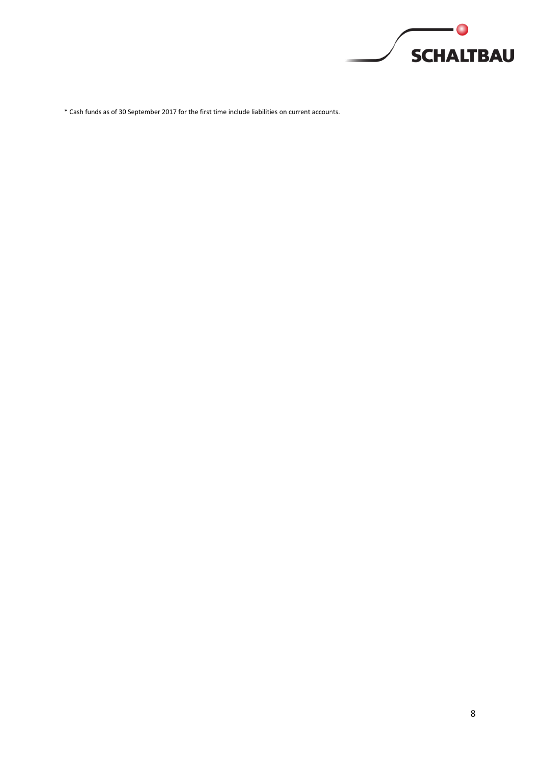* Cash funds as of 30 September 2017 for the first time include liabilities on current accounts.